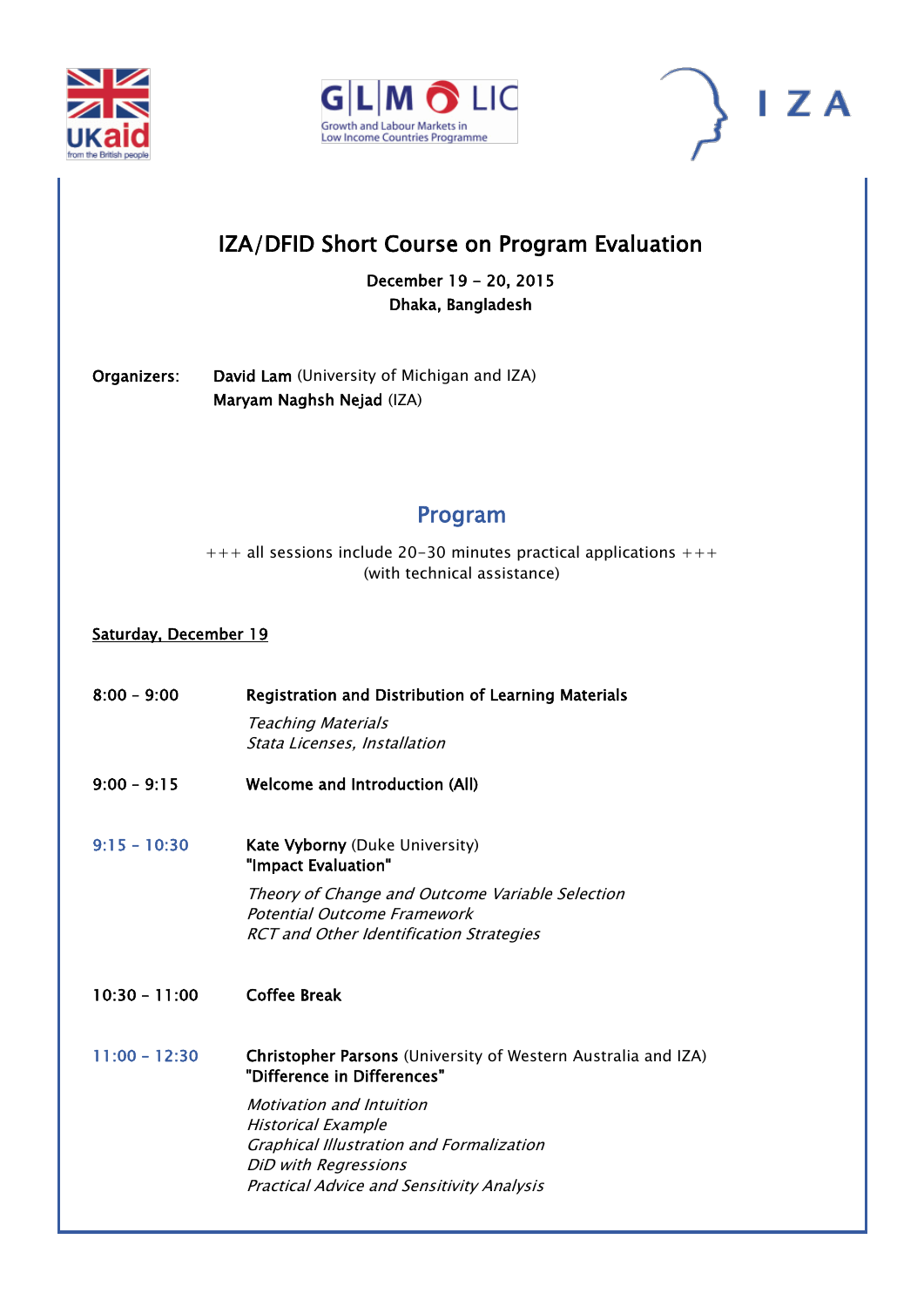# IZA/DFID Short Course on Program Evaluation

**December 19 – 20, 2015**
**Dhaka, Bangladesh**

**Organizers:** **David Lam** (University of Michigan and IZA)
**Maryam Naghsh Nejad** (IZA)

## Program

+++ all sessions include 20-30 minutes practical applications +++
(with technical assistance)

### Saturday, December 19

**8:00 – 9:00** **Registration and Distribution of Learning Materials**

*Teaching Materials*
*Stata Licenses, Installation*

**9:00 – 9:15** **Welcome and Introduction (All)**

**9:15 – 10:30** **Kate Vyborny** (Duke University)
**"Impact Evaluation"**

*Theory of Change and Outcome Variable Selection*
*Potential Outcome Framework*
*RCT and Other Identification Strategies*

**10:30 – 11:00** **Coffee Break**

**11:00 – 12:30** **Christopher Parsons** (University of Western Australia and IZA)
**"Difference in Differences"**

*Motivation and Intuition*
*Historical Example*
*Graphical Illustration and Formalization*
*DiD with Regressions*
*Practical Advice and Sensitivity Analysis*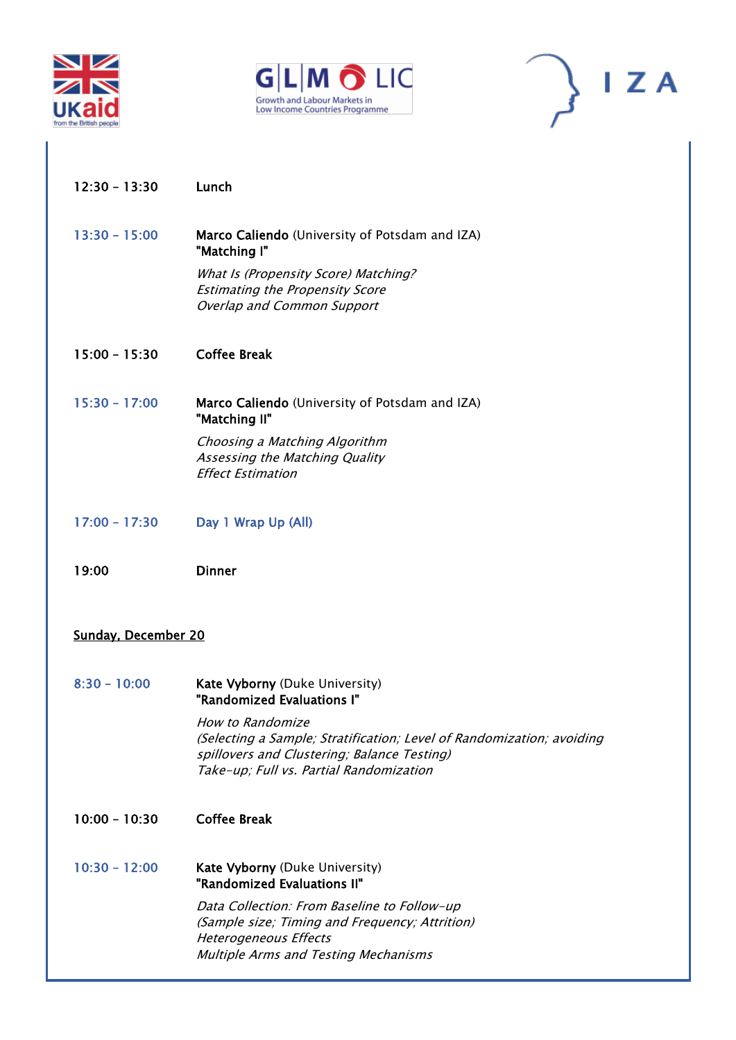| | |
|---|---|
| 12:30 – 13:30 | **Lunch** |
| 13:30 – 15:00 | **Marco Caliendo** (University of Potsdam and IZA)<br>**"Matching I"**<br>*What Is (Propensity Score) Matching?*<br>*Estimating the Propensity Score*<br>*Overlap and Common Support* |
| 15:00 – 15:30 | **Coffee Break** |
| 15:30 – 17:00 | **Marco Caliendo** (University of Potsdam and IZA)<br>**"Matching II"**<br>*Choosing a Matching Algorithm*<br>*Assessing the Matching Quality*<br>*Effect Estimation* |
| 17:00 – 17:30 | **Day 1 Wrap Up (All)** |
| 19:00 | **Dinner** |

**Sunday, December 20**

| | |
|---|---|
| 8:30 – 10:00 | **Kate Vyborny** (Duke University)<br>**"Randomized Evaluations I"**<br>*How to Randomize*<br>*(Selecting a Sample; Stratification; Level of Randomization; avoiding spillovers and Clustering; Balance Testing)*<br>*Take-up; Full vs. Partial Randomization* |
| 10:00 – 10:30 | **Coffee Break** |
| 10:30 – 12:00 | **Kate Vyborny** (Duke University)<br>**"Randomized Evaluations II"**<br>*Data Collection: From Baseline to Follow-up*<br>*(Sample size; Timing and Frequency; Attrition)*<br>*Heterogeneous Effects*<br>*Multiple Arms and Testing Mechanisms* |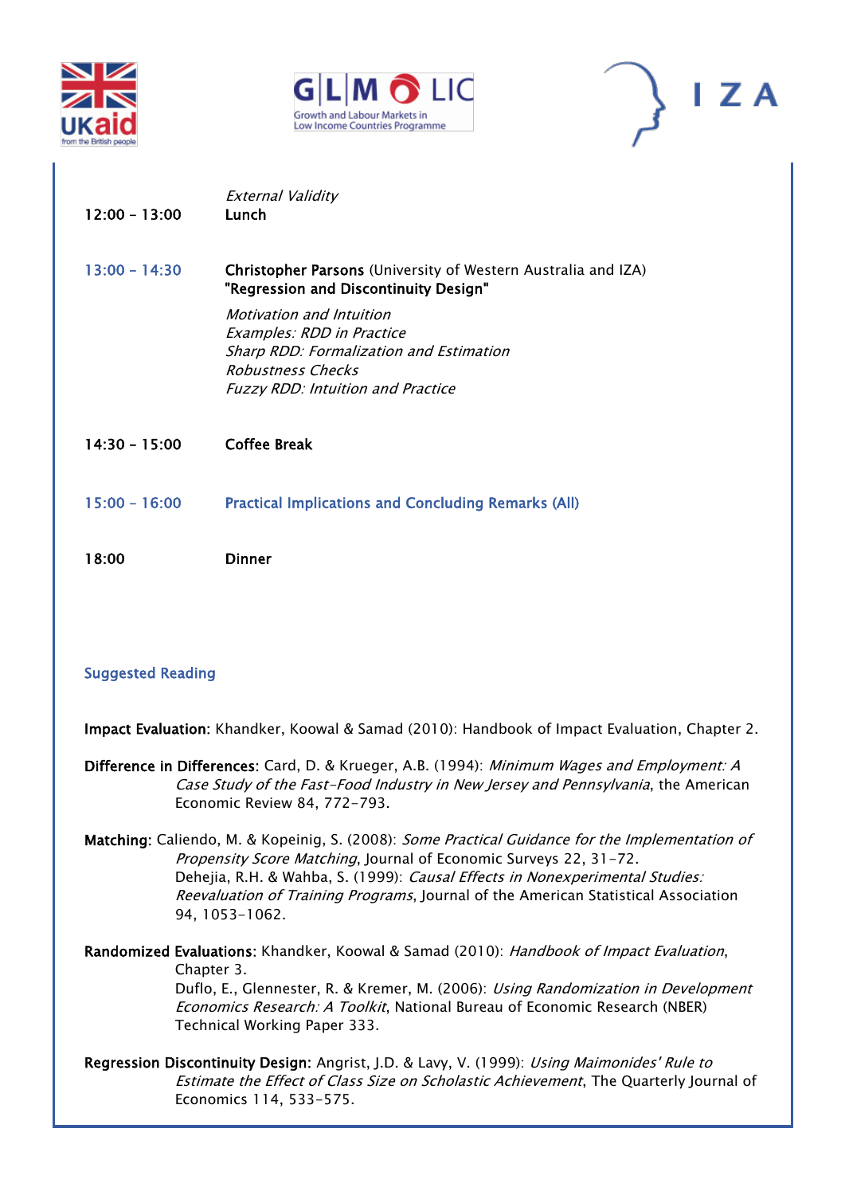*External Validity*

12:00 – 13:00 **Lunch**

13:00 – 14:30 **Christopher Parsons** (University of Western Australia and IZA)
**"Regression and Discontinuity Design"**

*Motivation and Intuition*
*Examples: RDD in Practice*
*Sharp RDD: Formalization and Estimation*
*Robustness Checks*
*Fuzzy RDD: Intuition and Practice*

14:30 – 15:00 **Coffee Break**

15:00 – 16:00 **Practical Implications and Concluding Remarks (All)**

18:00 **Dinner**

## Suggested Reading

**Impact Evaluation:** Khandker, Koowal & Samad (2010): Handbook of Impact Evaluation, Chapter 2.

**Difference in Differences:** Card, D. & Krueger, A.B. (1994): *Minimum Wages and Employment: A Case Study of the Fast-Food Industry in New Jersey and Pennsylvania*, the American Economic Review 84, 772-793.

**Matching:** Caliendo, M. & Kopeinig, S. (2008): *Some Practical Guidance for the Implementation of Propensity Score Matching*, Journal of Economic Surveys 22, 31-72.
Dehejia, R.H. & Wahba, S. (1999): *Causal Effects in Nonexperimental Studies: Reevaluation of Training Programs*, Journal of the American Statistical Association 94, 1053-1062.

**Randomized Evaluations:** Khandker, Koowal & Samad (2010): *Handbook of Impact Evaluation*, Chapter 3.
Duflo, E., Glennester, R. & Kremer, M. (2006): *Using Randomization in Development Economics Research: A Toolkit*, National Bureau of Economic Research (NBER) Technical Working Paper 333.

**Regression Discontinuity Design:** Angrist, J.D. & Lavy, V. (1999): *Using Maimonides' Rule to Estimate the Effect of Class Size on Scholastic Achievement*, The Quarterly Journal of Economics 114, 533-575.